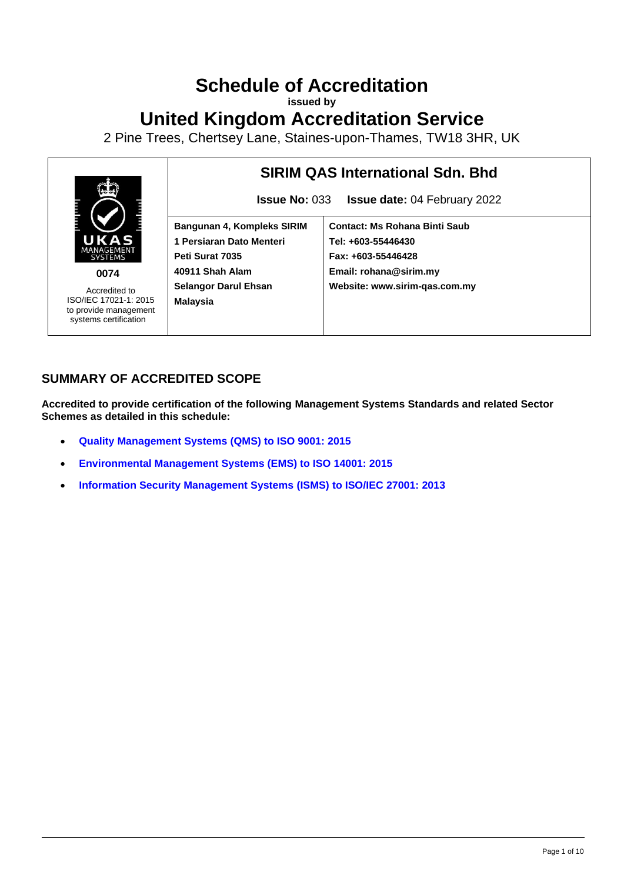# Schedule of Accreditation

**issued by**

# United Kingdom Accreditation Service

2 Pine Trees, Chertsey Lane, Staines-upon-Thames, TW18 3HR, UK

| UKAS MANAGEMENT SYSTEMS **0074** Accredited to ISO/IEC 17021-1: 2015 to provide management systems certification | **SIRIM QAS International Sdn. Bhd** **Issue No:** 033 **Issue date:** 04 February 2022 | |
|---|---|---|
| | **Bangunan 4, Kompleks SIRIM** **1 Persiaran Dato Menteri** **Peti Surat 7035** **40911 Shah Alam** **Selangor Darul Ehsan** **Malaysia** | **Contact: Ms Rohana Binti Saub** **Tel: +603-55446430** **Fax: +603-55446428** **Email: rohana@sirim.my** **Website: www.sirim-qas.com.my** |

## SUMMARY OF ACCREDITED SCOPE

**Accredited to provide certification of the following Management Systems Standards and related Sector Schemes as detailed in this schedule:**

- **Quality Management Systems (QMS) to ISO 9001: 2015**
- **Environmental Management Systems (EMS) to ISO 14001: 2015**
- **Information Security Management Systems (ISMS) to ISO/IEC 27001: 2013**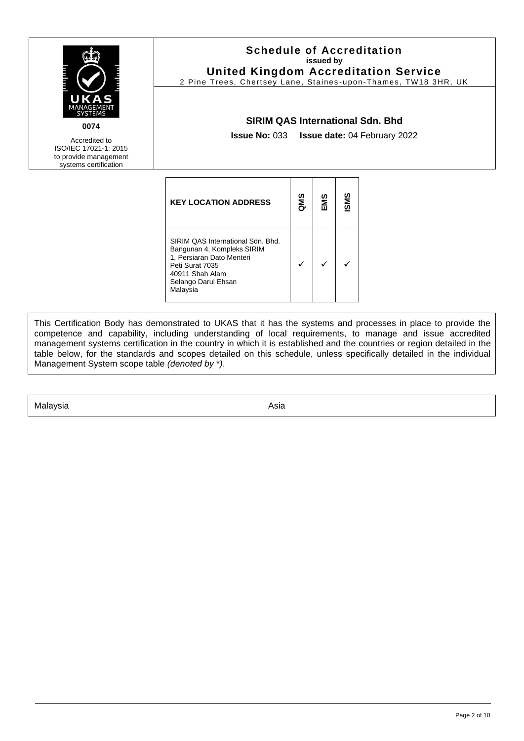**Schedule of Accreditation**
**issued by**
**United Kingdom Accreditation Service**
2 Pine Trees, Chertsey Lane, Staines-upon-Thames, TW18 3HR, UK

**0074**

Accredited to ISO/IEC 17021-1: 2015 to provide management systems certification

**SIRIM QAS International Sdn. Bhd**

**Issue No:** 033 **Issue date:** 04 February 2022

| KEY LOCATION ADDRESS | QMS | EMS | ISMS |
| --- | --- | --- | --- |
| SIRIM QAS International Sdn. Bhd. Bangunan 4, Kompleks SIRIM 1, Persiaran Dato Menteri Peti Surat 7035 40911 Shah Alam Selango Darul Ehsan Malaysia | ✓ | ✓ | ✓ |

This Certification Body has demonstrated to UKAS that it has the systems and processes in place to provide the competence and capability, including understanding of local requirements, to manage and issue accredited management systems certification in the country in which it is established and the countries or region detailed in the table below, for the standards and scopes detailed on this schedule, unless specifically detailed in the individual Management System scope table *(denoted by *)*.

| Malaysia | Asia |
| --- | --- |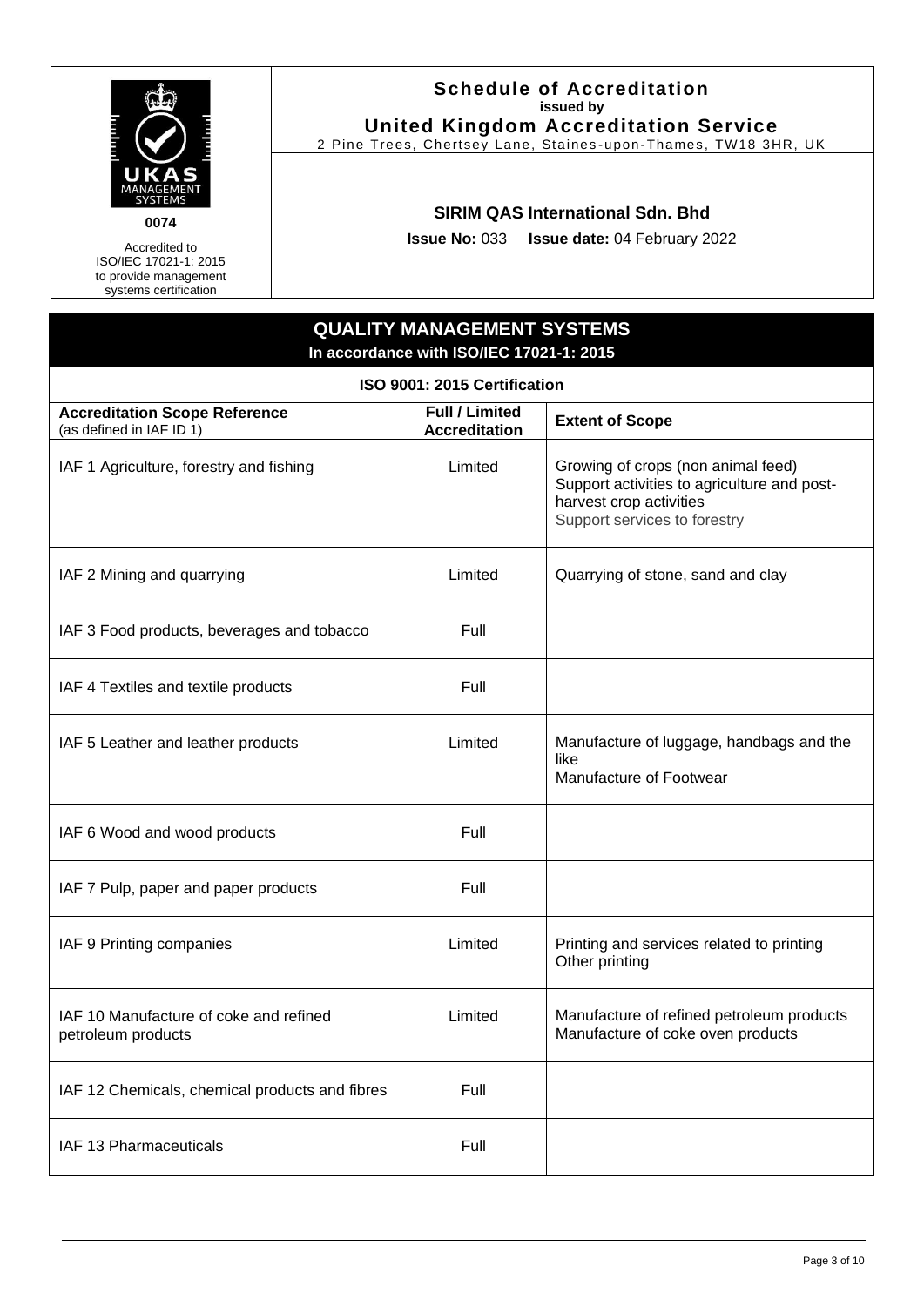**0074**

Accredited to ISO/IEC 17021-1: 2015 to provide management systems certification

# Schedule of Accreditation

**issued by**

**United Kingdom Accreditation Service**

2 Pine Trees, Chertsey Lane, Staines-upon-Thames, TW18 3HR, UK

## SIRIM QAS International Sdn. Bhd

**Issue No:** 033 **Issue date:** 04 February 2022

## QUALITY MANAGEMENT SYSTEMS

**In accordance with ISO/IEC 17021-1: 2015**

### ISO 9001: 2015 Certification

| **Accreditation Scope Reference** (as defined in IAF ID 1) | **Full / Limited Accreditation** | **Extent of Scope** |
|---|---|---|
| IAF 1 Agriculture, forestry and fishing | Limited | Growing of crops (non animal feed)<br>Support activities to agriculture and post-harvest crop activities<br>Support services to forestry |
| IAF 2 Mining and quarrying | Limited | Quarrying of stone, sand and clay |
| IAF 3 Food products, beverages and tobacco | Full | |
| IAF 4 Textiles and textile products | Full | |
| IAF 5 Leather and leather products | Limited | Manufacture of luggage, handbags and the like<br>Manufacture of Footwear |
| IAF 6 Wood and wood products | Full | |
| IAF 7 Pulp, paper and paper products | Full | |
| IAF 9 Printing companies | Limited | Printing and services related to printing<br>Other printing |
| IAF 10 Manufacture of coke and refined petroleum products | Limited | Manufacture of refined petroleum products<br>Manufacture of coke oven products |
| IAF 12 Chemicals, chemical products and fibres | Full | |
| IAF 13 Pharmaceuticals | Full | |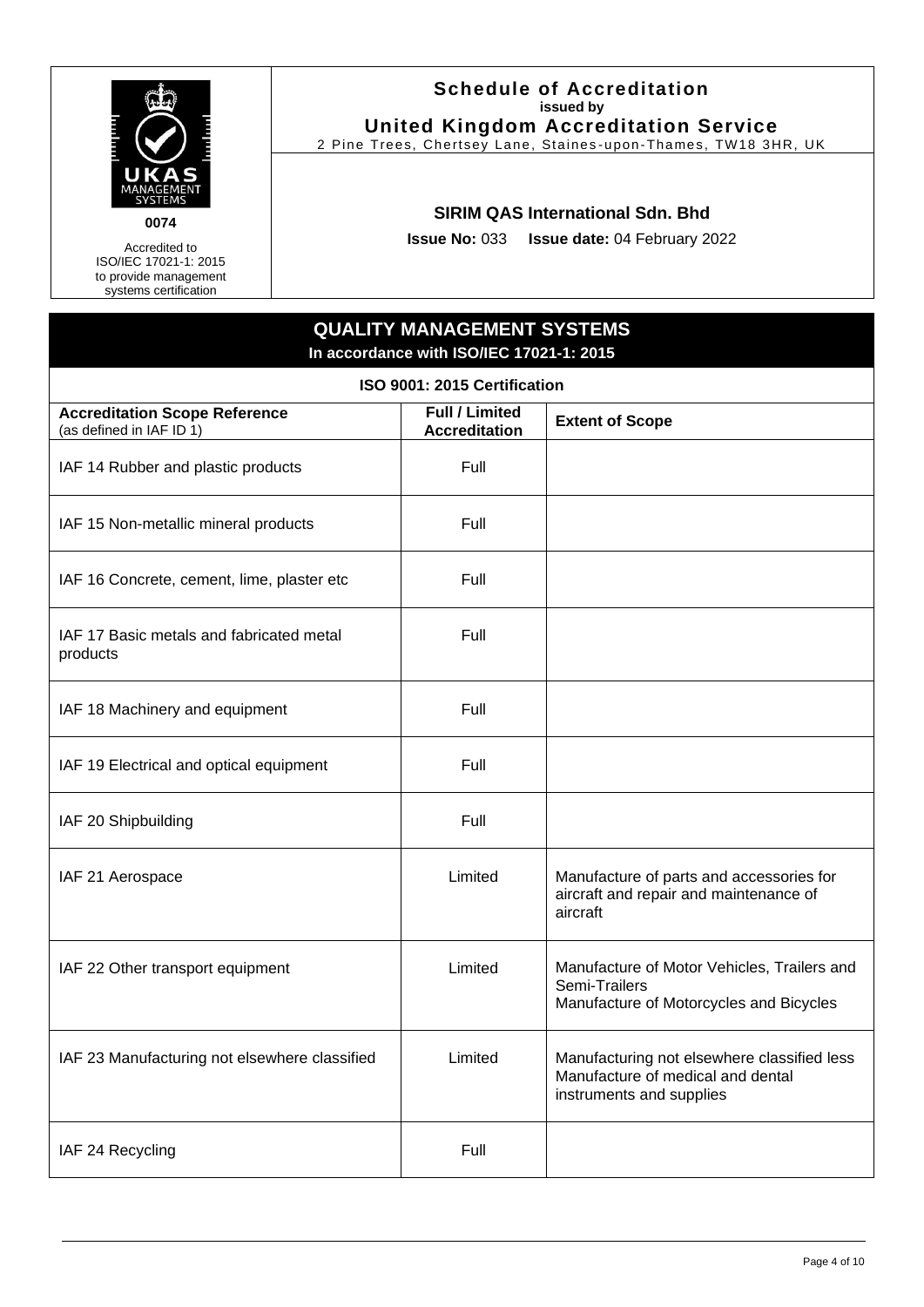0074

Accredited to ISO/IEC 17021-1: 2015 to provide management systems certification

# Schedule of Accreditation

**issued by**

**United Kingdom Accreditation Service**

2 Pine Trees, Chertsey Lane, Staines-upon-Thames, TW18 3HR, UK

**SIRIM QAS International Sdn. Bhd**

**Issue No:** 033 **Issue date:** 04 February 2022

## QUALITY MANAGEMENT SYSTEMS

**In accordance with ISO/IEC 17021-1: 2015**

### ISO 9001: 2015 Certification

| **Accreditation Scope Reference** (as defined in IAF ID 1) | **Full / Limited Accreditation** | **Extent of Scope** |
|---|---|---|
| IAF 14 Rubber and plastic products | Full | |
| IAF 15 Non-metallic mineral products | Full | |
| IAF 16 Concrete, cement, lime, plaster etc | Full | |
| IAF 17 Basic metals and fabricated metal products | Full | |
| IAF 18 Machinery and equipment | Full | |
| IAF 19 Electrical and optical equipment | Full | |
| IAF 20 Shipbuilding | Full | |
| IAF 21 Aerospace | Limited | Manufacture of parts and accessories for aircraft and repair and maintenance of aircraft |
| IAF 22 Other transport equipment | Limited | Manufacture of Motor Vehicles, Trailers and Semi-Trailers<br>Manufacture of Motorcycles and Bicycles |
| IAF 23 Manufacturing not elsewhere classified | Limited | Manufacturing not elsewhere classified less Manufacture of medical and dental instruments and supplies |
| IAF 24 Recycling | Full | |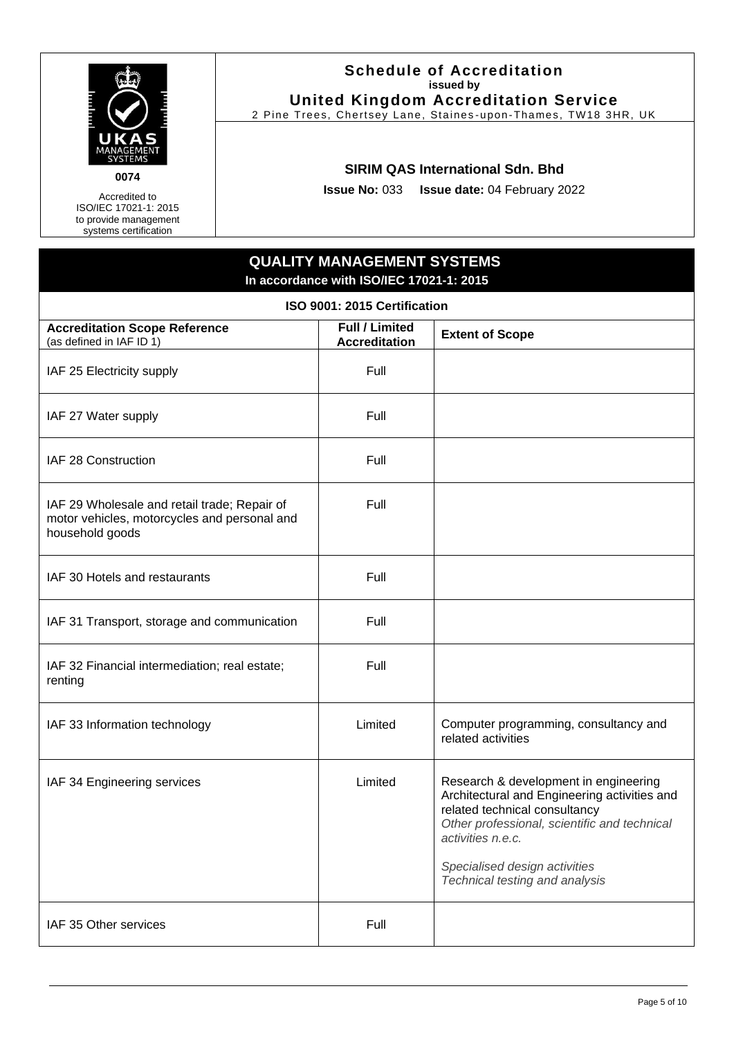0074

Accredited to ISO/IEC 17021-1: 2015 to provide management systems certification

**Schedule of Accreditation**
**issued by**
**United Kingdom Accreditation Service**
2 Pine Trees, Chertsey Lane, Staines-upon-Thames, TW18 3HR, UK

**SIRIM QAS International Sdn. Bhd**

**Issue No:** 033 **Issue date:** 04 February 2022

## QUALITY MANAGEMENT SYSTEMS
**In accordance with ISO/IEC 17021-1: 2015**

### ISO 9001: 2015 Certification

| **Accreditation Scope Reference** (as defined in IAF ID 1) | **Full / Limited Accreditation** | **Extent of Scope** |
|---|---|---|
| IAF 25 Electricity supply | Full | |
| IAF 27 Water supply | Full | |
| IAF 28 Construction | Full | |
| IAF 29 Wholesale and retail trade; Repair of motor vehicles, motorcycles and personal and household goods | Full | |
| IAF 30 Hotels and restaurants | Full | |
| IAF 31 Transport, storage and communication | Full | |
| IAF 32 Financial intermediation; real estate; renting | Full | |
| IAF 33 Information technology | Limited | Computer programming, consultancy and related activities |
| IAF 34 Engineering services | Limited | Research & development in engineering<br>Architectural and Engineering activities and related technical consultancy<br>*Other professional, scientific and technical activities n.e.c.*<br><br>*Specialised design activities*<br>*Technical testing and analysis* |
| IAF 35 Other services | Full | |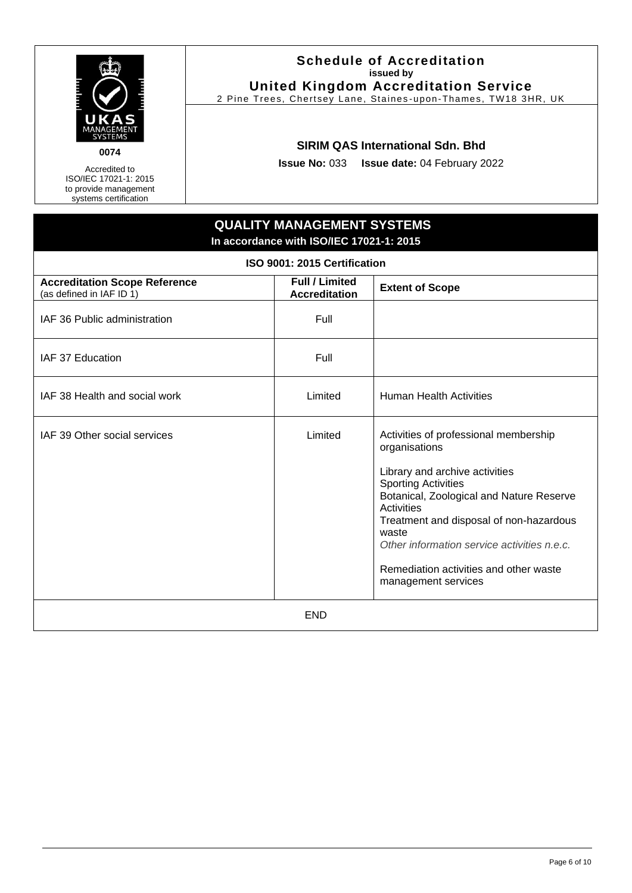UKAS MANAGEMENT SYSTEMS

0074

Accredited to ISO/IEC 17021-1: 2015 to provide management systems certification

**Schedule of Accreditation**
**issued by**
**United Kingdom Accreditation Service**
2 Pine Trees, Chertsey Lane, Staines-upon-Thames, TW18 3HR, UK

**SIRIM QAS International Sdn. Bhd**

**Issue No:** 033 **Issue date:** 04 February 2022

## QUALITY MANAGEMENT SYSTEMS
**In accordance with ISO/IEC 17021-1: 2015**

### ISO 9001: 2015 Certification

| **Accreditation Scope Reference** (as defined in IAF ID 1) | **Full / Limited Accreditation** | **Extent of Scope** |
|---|---|---|
| IAF 36 Public administration | Full | |
| IAF 37 Education | Full | |
| IAF 38 Health and social work | Limited | Human Health Activities |
| IAF 39 Other social services | Limited | Activities of professional membership organisations<br><br>Library and archive activities<br>Sporting Activities<br>Botanical, Zoological and Nature Reserve Activities<br>Treatment and disposal of non-hazardous waste<br>*Other information service activities n.e.c.*<br><br>Remediation activities and other waste management services |

END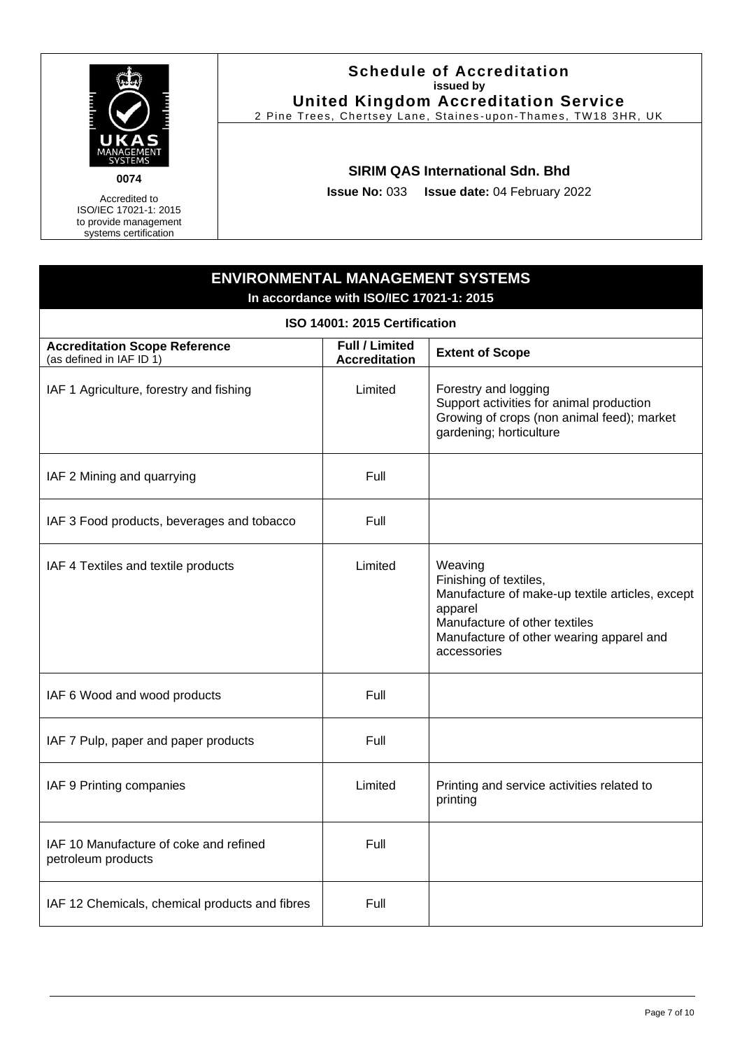0074

Accredited to ISO/IEC 17021-1: 2015 to provide management systems certification

**Schedule of Accreditation**
**issued by**
**United Kingdom Accreditation Service**
2 Pine Trees, Chertsey Lane, Staines-upon-Thames, TW18 3HR, UK

**SIRIM QAS International Sdn. Bhd**

**Issue No:** 033 **Issue date:** 04 February 2022

## ENVIRONMENTAL MANAGEMENT SYSTEMS

**In accordance with ISO/IEC 17021-1: 2015**

### ISO 14001: 2015 Certification

| **Accreditation Scope Reference** (as defined in IAF ID 1) | **Full / Limited Accreditation** | **Extent of Scope** |
|---|---|---|
| IAF 1 Agriculture, forestry and fishing | Limited | Forestry and logging<br>Support activities for animal production<br>Growing of crops (non animal feed); market gardening; horticulture |
| IAF 2 Mining and quarrying | Full | |
| IAF 3 Food products, beverages and tobacco | Full | |
| IAF 4 Textiles and textile products | Limited | Weaving<br>Finishing of textiles,<br>Manufacture of make-up textile articles, except apparel<br>Manufacture of other textiles<br>Manufacture of other wearing apparel and accessories |
| IAF 6 Wood and wood products | Full | |
| IAF 7 Pulp, paper and paper products | Full | |
| IAF 9 Printing companies | Limited | Printing and service activities related to printing |
| IAF 10 Manufacture of coke and refined petroleum products | Full | |
| IAF 12 Chemicals, chemical products and fibres | Full | |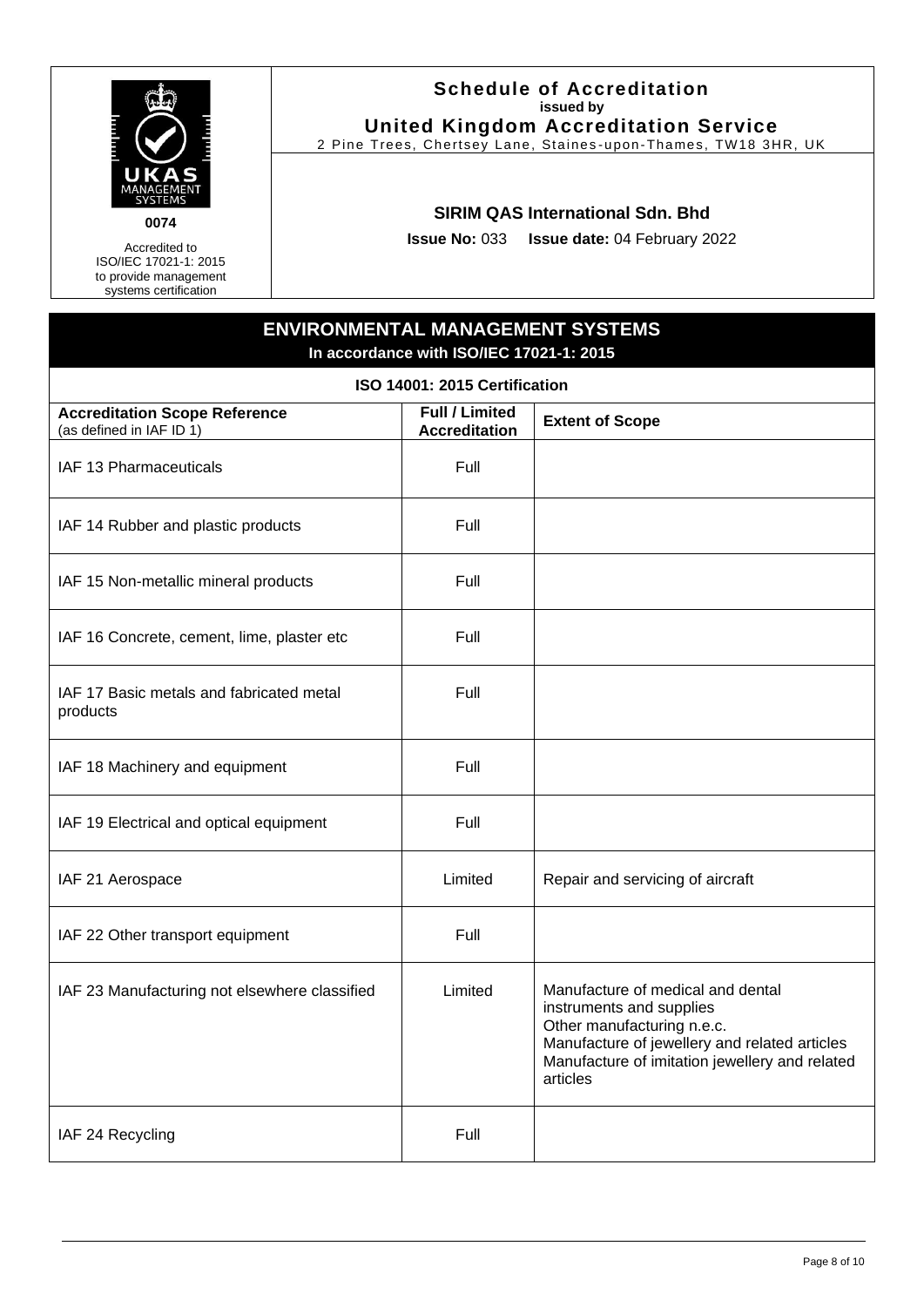**Schedule of Accreditation**
issued by
**United Kingdom Accreditation Service**
2 Pine Trees, Chertsey Lane, Staines-upon-Thames, TW18 3HR, UK

**0074**

Accredited to ISO/IEC 17021-1: 2015 to provide management systems certification

**SIRIM QAS International Sdn. Bhd**

**Issue No:** 033 **Issue date:** 04 February 2022

## ENVIRONMENTAL MANAGEMENT SYSTEMS

**In accordance with ISO/IEC 17021-1: 2015**

### ISO 14001: 2015 Certification

| **Accreditation Scope Reference** (as defined in IAF ID 1) | **Full / Limited Accreditation** | **Extent of Scope** |
|---|---|---|
| IAF 13 Pharmaceuticals | Full | |
| IAF 14 Rubber and plastic products | Full | |
| IAF 15 Non-metallic mineral products | Full | |
| IAF 16 Concrete, cement, lime, plaster etc | Full | |
| IAF 17 Basic metals and fabricated metal products | Full | |
| IAF 18 Machinery and equipment | Full | |
| IAF 19 Electrical and optical equipment | Full | |
| IAF 21 Aerospace | Limited | Repair and servicing of aircraft |
| IAF 22 Other transport equipment | Full | |
| IAF 23 Manufacturing not elsewhere classified | Limited | Manufacture of medical and dental instruments and supplies<br>Other manufacturing n.e.c.<br>Manufacture of jewellery and related articles<br>Manufacture of imitation jewellery and related articles |
| IAF 24 Recycling | Full | |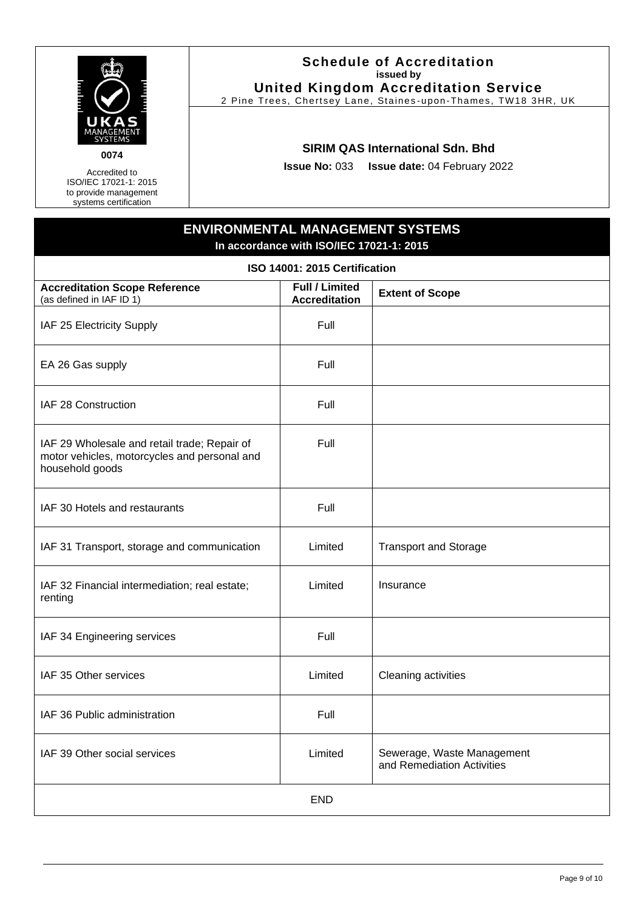**Schedule of Accreditation**
**issued by**
**United Kingdom Accreditation Service**
2 Pine Trees, Chertsey Lane, Staines-upon-Thames, TW18 3HR, UK

UKAS MANAGEMENT SYSTEMS
**0074**
Accredited to ISO/IEC 17021-1: 2015 to provide management systems certification

**SIRIM QAS International Sdn. Bhd**

**Issue No:** 033 **Issue date:** 04 February 2022

## ENVIRONMENTAL MANAGEMENT SYSTEMS

**In accordance with ISO/IEC 17021-1: 2015**

### ISO 14001: 2015 Certification

| **Accreditation Scope Reference** (as defined in IAF ID 1) | **Full / Limited Accreditation** | **Extent of Scope** |
|---|---|---|
| IAF 25 Electricity Supply | Full | |
| EA 26 Gas supply | Full | |
| IAF 28 Construction | Full | |
| IAF 29 Wholesale and retail trade; Repair of motor vehicles, motorcycles and personal and household goods | Full | |
| IAF 30 Hotels and restaurants | Full | |
| IAF 31 Transport, storage and communication | Limited | Transport and Storage |
| IAF 32 Financial intermediation; real estate; renting | Limited | Insurance |
| IAF 34 Engineering services | Full | |
| IAF 35 Other services | Limited | Cleaning activities |
| IAF 36 Public administration | Full | |
| IAF 39 Other social services | Limited | Sewerage, Waste Management and Remediation Activities |

END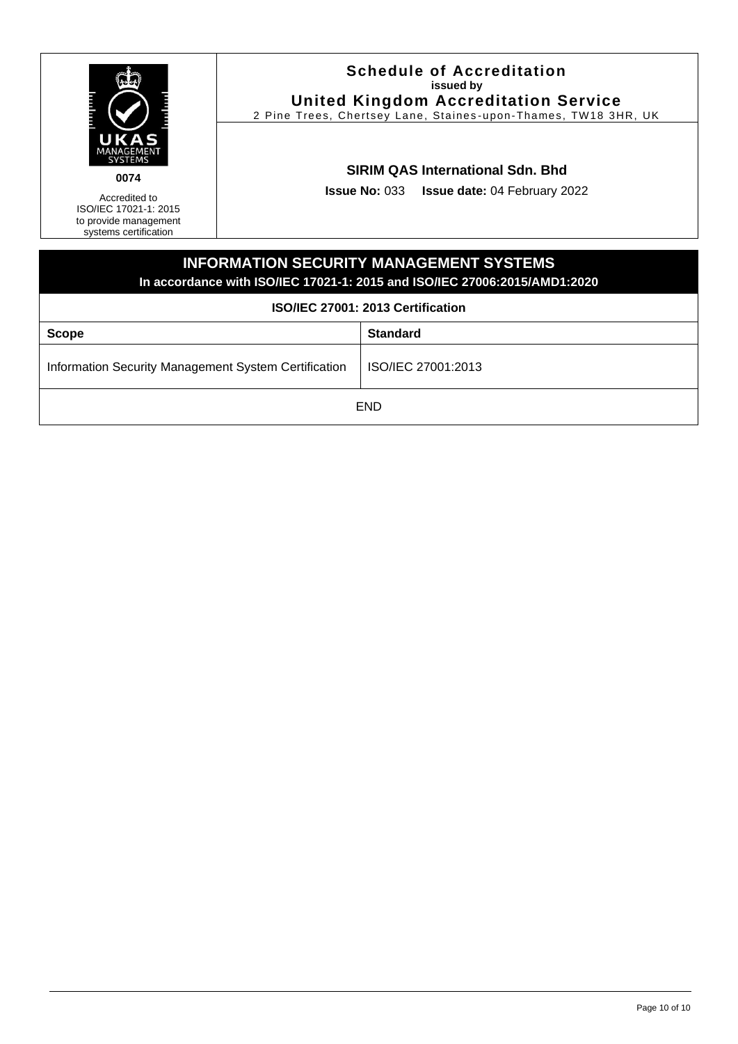UKAS MANAGEMENT SYSTEMS

**0074**

Accredited to ISO/IEC 17021-1: 2015 to provide management systems certification

**Schedule of Accreditation**
**issued by**
**United Kingdom Accreditation Service**
2 Pine Trees, Chertsey Lane, Staines-upon-Thames, TW18 3HR, UK

**SIRIM QAS International Sdn. Bhd**

**Issue No:** 033 **Issue date:** 04 February 2022

## INFORMATION SECURITY MANAGEMENT SYSTEMS

**In accordance with ISO/IEC 17021-1: 2015 and ISO/IEC 27006:2015/AMD1:2020**

### ISO/IEC 27001: 2013 Certification

| **Scope** | **Standard** |
|---|---|
| Information Security Management System Certification | ISO/IEC 27001:2013 |

END